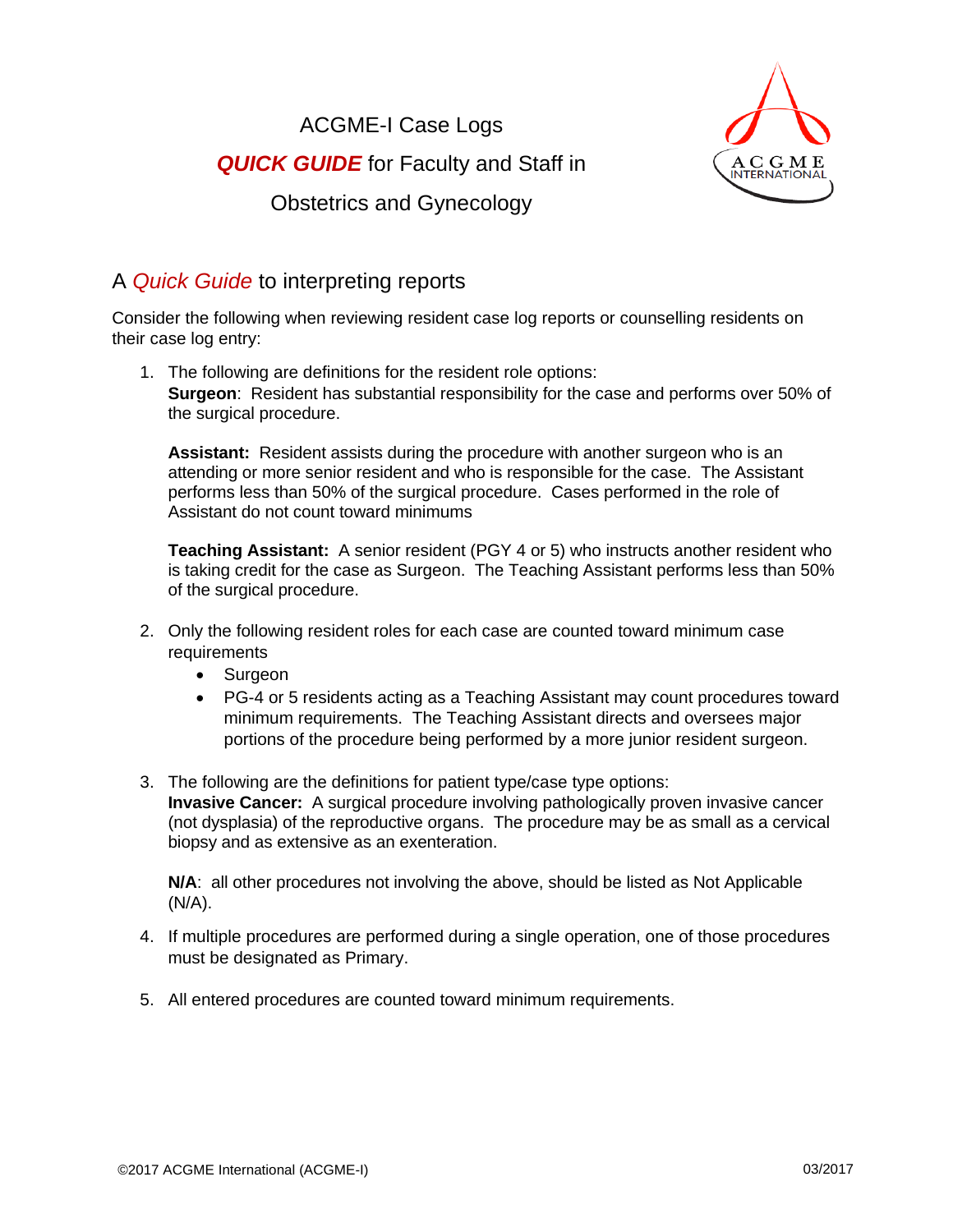# ACGME-I Case Logs

## ***QUICK GUIDE*** for Faculty and Staff in

## Obstetrics and Gynecology

## A *Quick Guide* to interpreting reports

Consider the following when reviewing resident case log reports or counselling residents on their case log entry:

1. The following are definitions for the resident role options:
   **Surgeon**: Resident has substantial responsibility for the case and performs over 50% of the surgical procedure.

   **Assistant:** Resident assists during the procedure with another surgeon who is an attending or more senior resident and who is responsible for the case. The Assistant performs less than 50% of the surgical procedure. Cases performed in the role of Assistant do not count toward minimums

   **Teaching Assistant:** A senior resident (PGY 4 or 5) who instructs another resident who is taking credit for the case as Surgeon. The Teaching Assistant performs less than 50% of the surgical procedure.

2. Only the following resident roles for each case are counted toward minimum case requirements
   - Surgeon
   - PG-4 or 5 residents acting as a Teaching Assistant may count procedures toward minimum requirements. The Teaching Assistant directs and oversees major portions of the procedure being performed by a more junior resident surgeon.

3. The following are the definitions for patient type/case type options:
   **Invasive Cancer:** A surgical procedure involving pathologically proven invasive cancer (not dysplasia) of the reproductive organs. The procedure may be as small as a cervical biopsy and as extensive as an exenteration.

   **N/A**: all other procedures not involving the above, should be listed as Not Applicable (N/A).

4. If multiple procedures are performed during a single operation, one of those procedures must be designated as Primary.

5. All entered procedures are counted toward minimum requirements.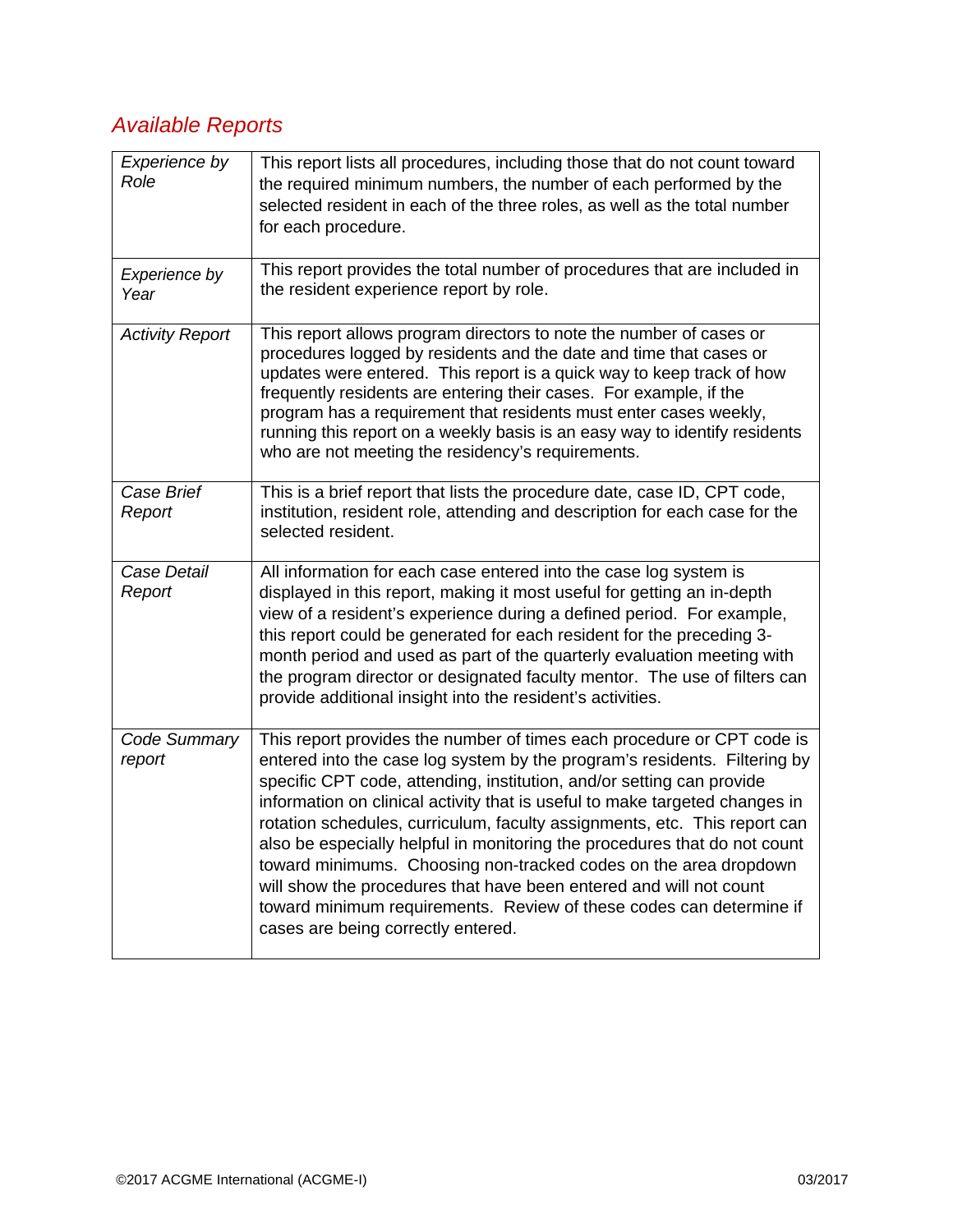## *Available Reports*

| | |
|---|---|
| *Experience by Role* | This report lists all procedures, including those that do not count toward the required minimum numbers, the number of each performed by the selected resident in each of the three roles, as well as the total number for each procedure. |
| *Experience by Year* | This report provides the total number of procedures that are included in the resident experience report by role. |
| *Activity Report* | This report allows program directors to note the number of cases or procedures logged by residents and the date and time that cases or updates were entered. This report is a quick way to keep track of how frequently residents are entering their cases. For example, if the program has a requirement that residents must enter cases weekly, running this report on a weekly basis is an easy way to identify residents who are not meeting the residency's requirements. |
| *Case Brief Report* | This is a brief report that lists the procedure date, case ID, CPT code, institution, resident role, attending and description for each case for the selected resident. |
| *Case Detail Report* | All information for each case entered into the case log system is displayed in this report, making it most useful for getting an in-depth view of a resident's experience during a defined period. For example, this report could be generated for each resident for the preceding 3-month period and used as part of the quarterly evaluation meeting with the program director or designated faculty mentor. The use of filters can provide additional insight into the resident's activities. |
| *Code Summary report* | This report provides the number of times each procedure or CPT code is entered into the case log system by the program's residents. Filtering by specific CPT code, attending, institution, and/or setting can provide information on clinical activity that is useful to make targeted changes in rotation schedules, curriculum, faculty assignments, etc. This report can also be especially helpful in monitoring the procedures that do not count toward minimums. Choosing non-tracked codes on the area dropdown will show the procedures that have been entered and will not count toward minimum requirements. Review of these codes can determine if cases are being correctly entered. |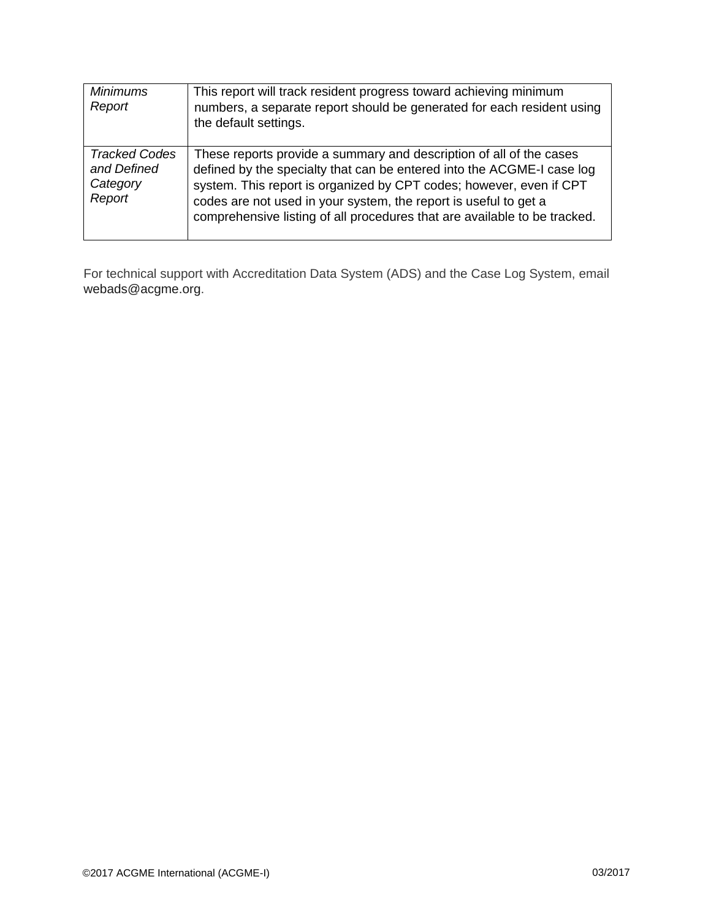| | |
|---|---|
| *Minimums Report* | This report will track resident progress toward achieving minimum numbers, a separate report should be generated for each resident using the default settings. |
| *Tracked Codes and Defined Category Report* | These reports provide a summary and description of all of the cases defined by the specialty that can be entered into the ACGME-I case log system. This report is organized by CPT codes; however, even if CPT codes are not used in your system, the report is useful to get a comprehensive listing of all procedures that are available to be tracked. |

For technical support with Accreditation Data System (ADS) and the Case Log System, email webads@acgme.org.

©2017 ACGME International (ACGME-I) 03/2017